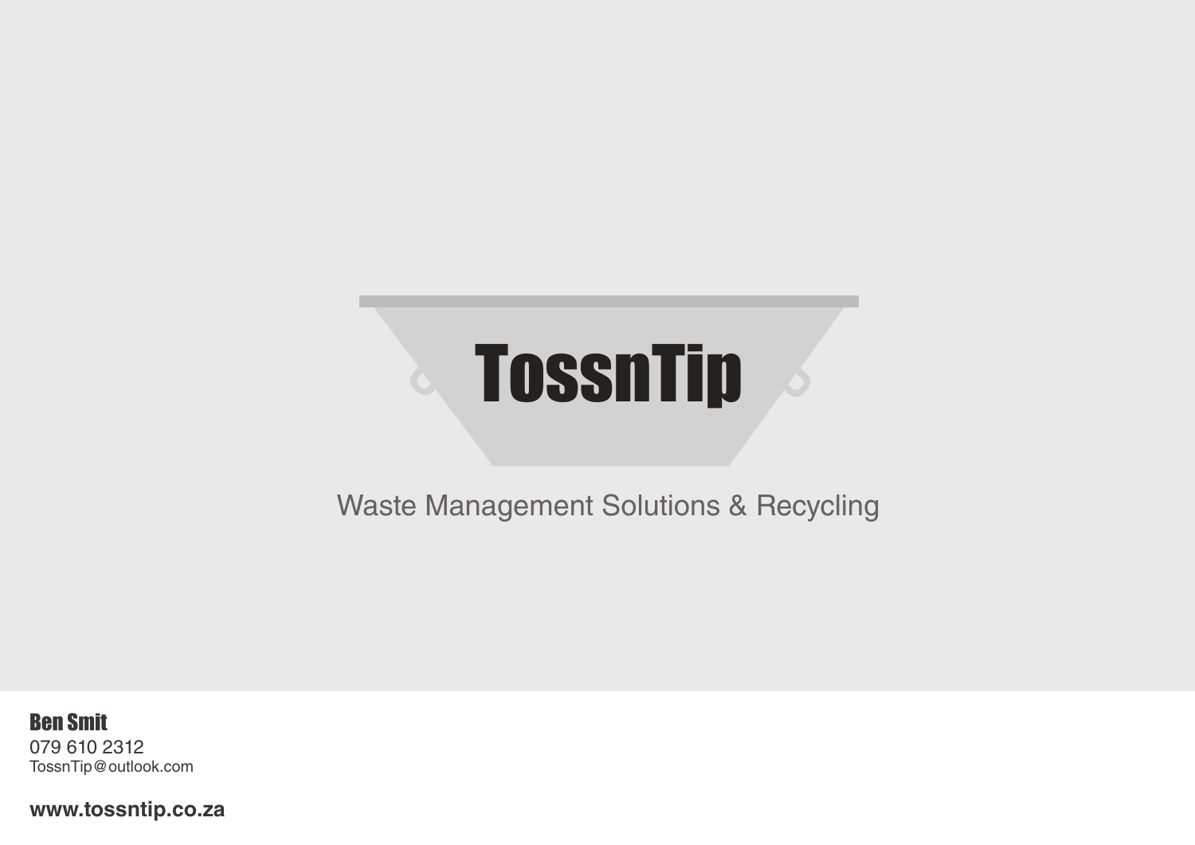# TossnTip

Waste Management Solutions & Recycling

**Ben Smit**
079 610 2312
TossnTip@outlook.com

**www.tossntip.co.za**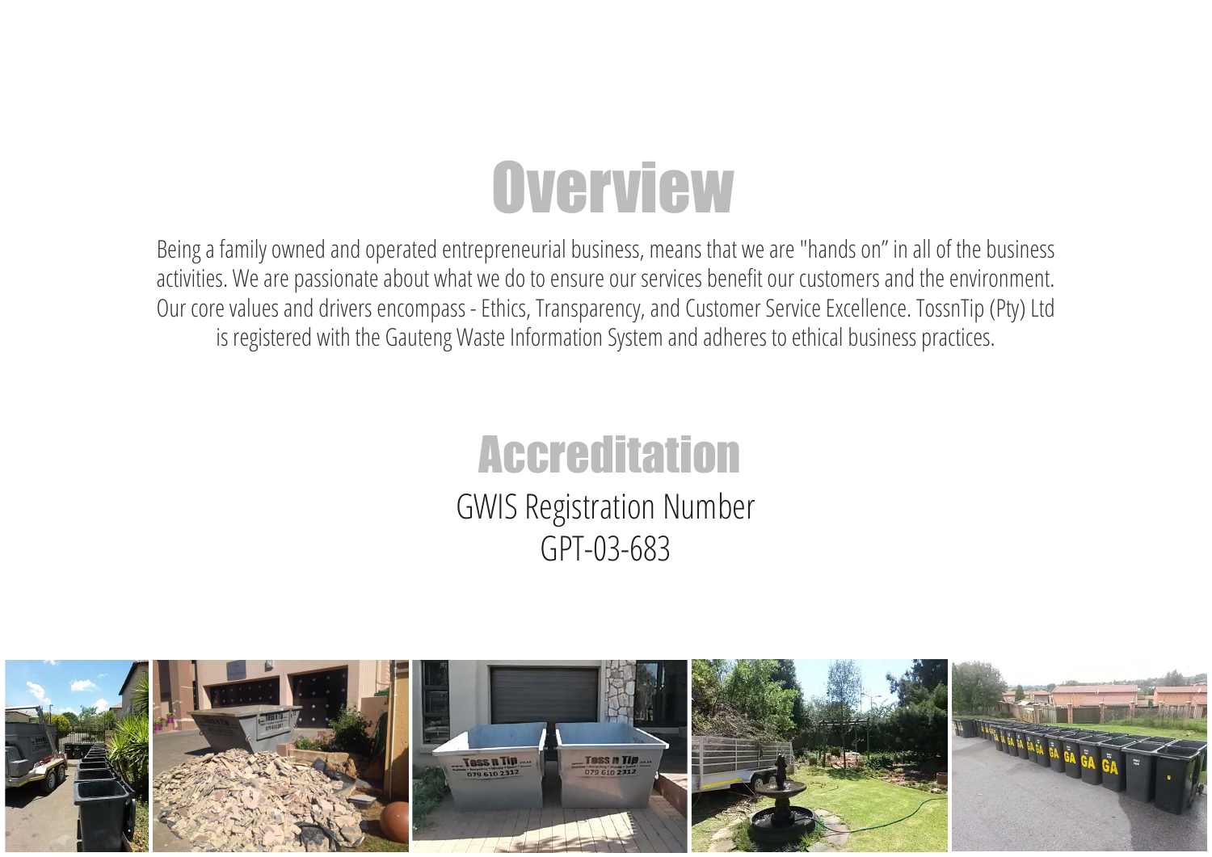# Overview

Being a family owned and operated entrepreneurial business, means that we are "hands on" in all of the business activities. We are passionate about what we do to ensure our services benefit our customers and the environment. Our core values and drivers encompass - Ethics, Transparency, and Customer Service Excellence. TossnTip (Pty) Ltd is registered with the Gauteng Waste Information System and adheres to ethical business practices.

# Accreditation

GWIS Registration Number

GPT-03-683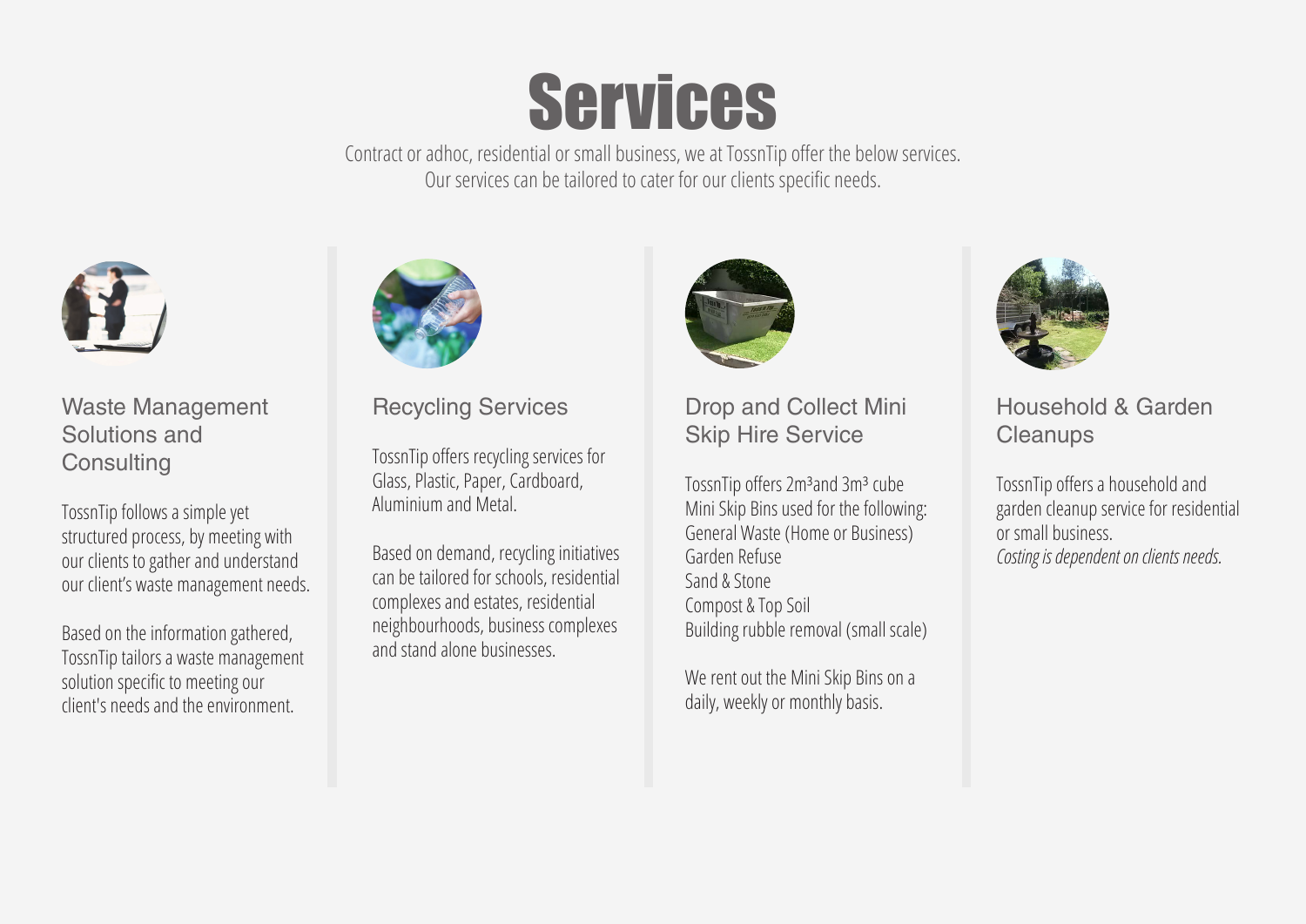# Services

Contract or adhoc, residential or small business, we at TossnTip offer the below services.
Our services can be tailored to cater for our clients specific needs.

## Waste Management Solutions and Consulting

TossnTip follows a simple yet structured process, by meeting with our clients to gather and understand our client's waste management needs.

Based on the information gathered, TossnTip tailors a waste management solution specific to meeting our client's needs and the environment.

## Recycling Services

TossnTip offers recycling services for Glass, Plastic, Paper, Cardboard, Aluminium and Metal.

Based on demand, recycling initiatives can be tailored for schools, residential complexes and estates, residential neighbourhoods, business complexes and stand alone businesses.

## Drop and Collect Mini Skip Hire Service

TossnTip offers $2m^3$and $3m^3$ cube Mini Skip Bins used for the following:
General Waste (Home or Business)
Garden Refuse
Sand & Stone
Compost & Top Soil
Building rubble removal (small scale)

We rent out the Mini Skip Bins on a daily, weekly or monthly basis.

## Household & Garden Cleanups

TossnTip offers a household and garden cleanup service for residential or small business.
*Costing is dependent on clients needs.*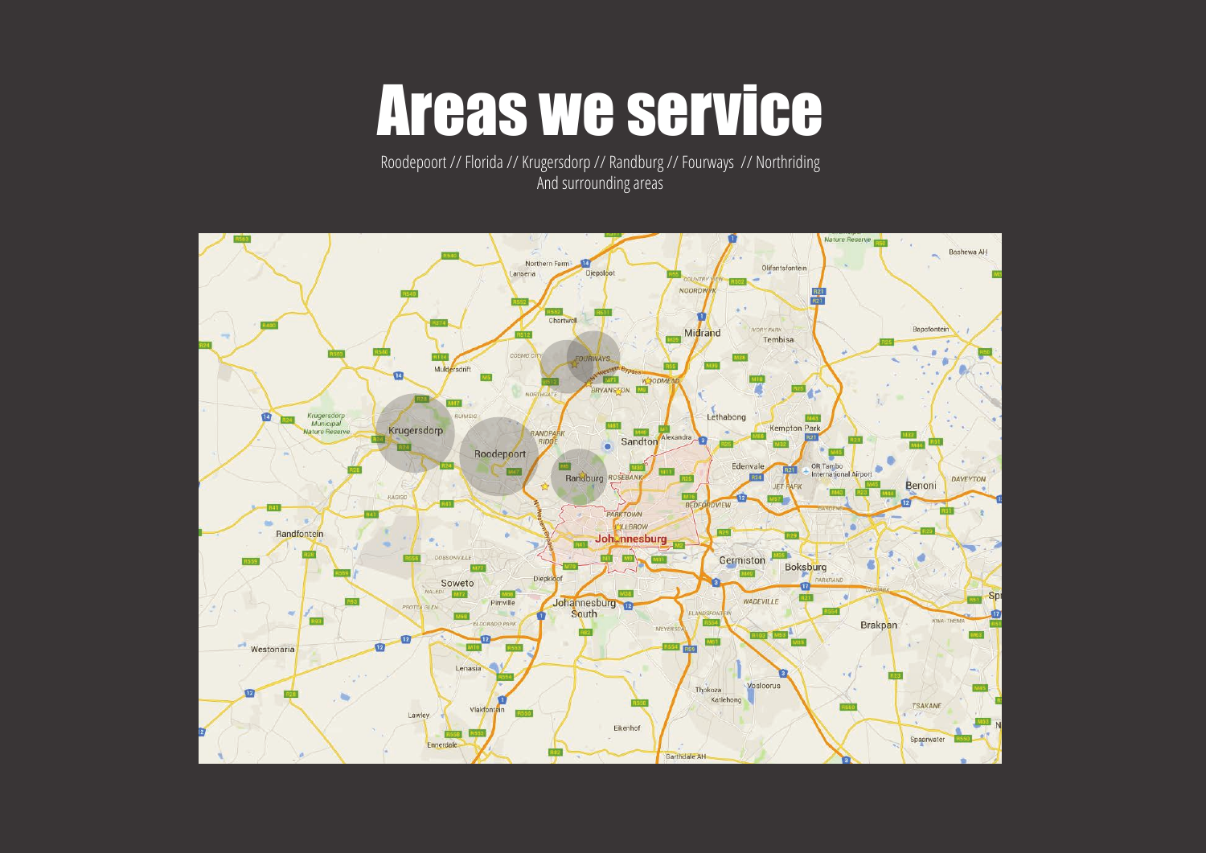# Areas we service

Roodepoort // Florida // Krugersdorp // Randburg // Fourways // Northriding
And surrounding areas